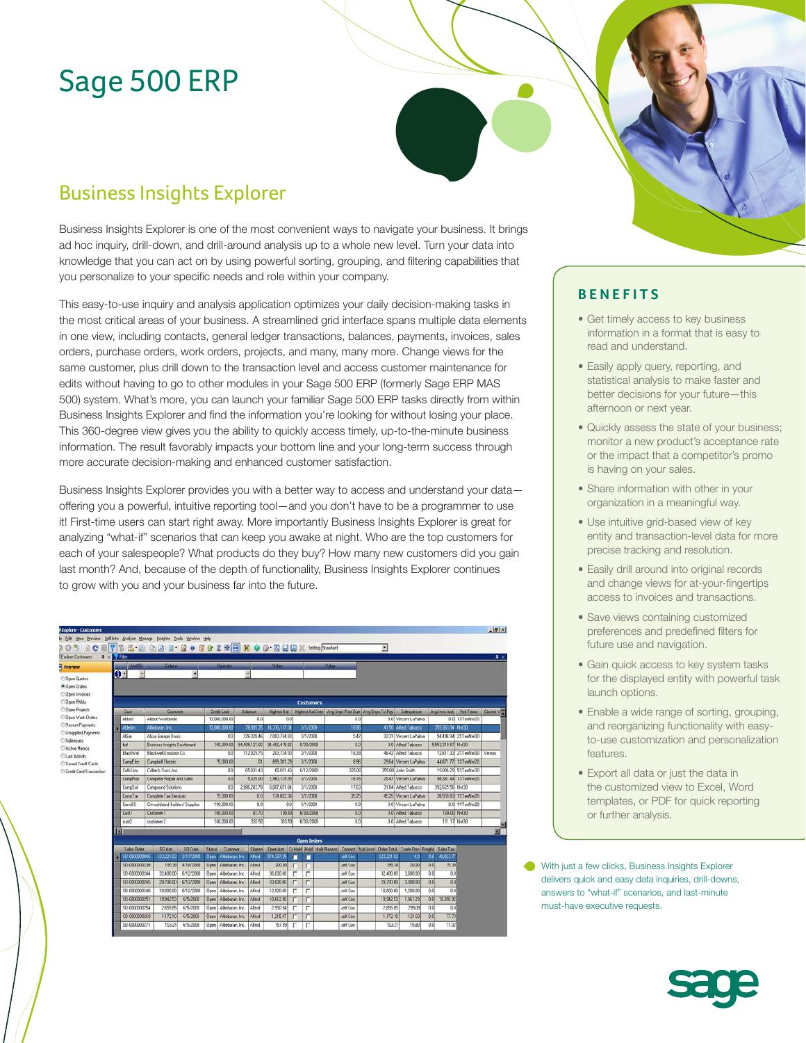# Sage 500 ERP

## Business Insights Explorer

Business Insights Explorer is one of the most convenient ways to navigate your business. It brings ad hoc inquiry, drill-down, and drill-around analysis up to a whole new level. Turn your data into knowledge that you can act on by using powerful sorting, grouping, and filtering capabilities that you personalize to your specific needs and role within your company.

This easy-to-use inquiry and analysis application optimizes your daily decision-making tasks in the most critical areas of your business. A streamlined grid interface spans multiple data elements in one view, including contacts, general ledger transactions, balances, payments, invoices, sales orders, purchase orders, work orders, projects, and many, many more. Change views for the same customer, plus drill down to the transaction level and access customer maintenance for edits without having to go to other modules in your Sage 500 ERP (formerly Sage ERP MAS 500) system. What's more, you can launch your familiar Sage 500 ERP tasks directly from within Business Insights Explorer and find the information you're looking for without losing your place. This 360-degree view gives you the ability to quickly access timely, up-to-the-minute business information. The result favorably impacts your bottom line and your long-term success through more accurate decision-making and enhanced customer satisfaction.

Business Insights Explorer provides you with a better way to access and understand your data—offering you a powerful, intuitive reporting tool—and you don't have to be a programmer to use it! First-time users can start right away. More importantly Business Insights Explorer is great for analyzing "what-if" scenarios that can keep you awake at night. Who are the top customers for each of your salespeople? What products do they buy? How many new customers did you gain last month? And, because of the depth of functionality, Business Insights Explorer continues to grow with you and your business far into the future.

With just a few clicks, Business Insights Explorer delivers quick and easy data inquiries, drill-downs, answers to "what-if" scenarios, and last-minute must-have executive requests.

### BENEFITS

- Get timely access to key business information in a format that is easy to read and understand.
- Easily apply query, reporting, and statistical analysis to make faster and better decisions for your future—this afternoon or next year.
- Quickly assess the state of your business; monitor a new product's acceptance rate or the impact that a competitor's promo is having on your sales.
- Share information with other in your organization in a meaningful way.
- Use intuitive grid-based view of key entity and transaction-level data for more precise tracking and resolution.
- Easily drill around into original records and change views for at-your-fingertips access to invoices and transactions.
- Save views containing customized preferences and predefined filters for future use and navigation.
- Gain quick access to key system tasks for the displayed entity with powerful task launch options.
- Enable a wide range of sorting, grouping, and reorganizing functionality with easy-to-use customization and personalization features.
- Export all data or just the data in the customized view to Excel, Word templates, or PDF for quick reporting or further analysis.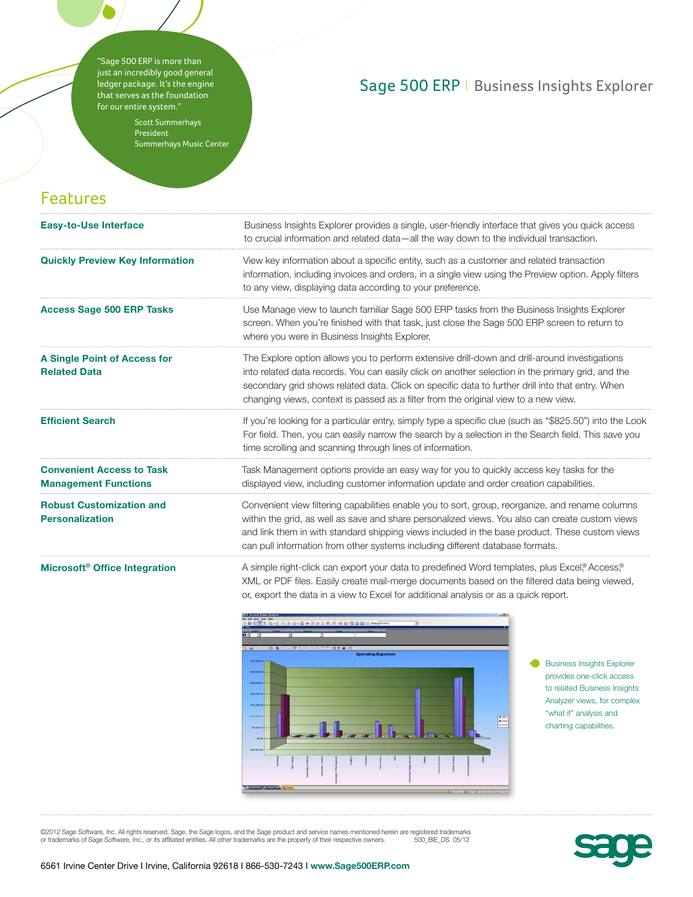"Sage 500 ERP is more than just an incredibly good general ledger package. It's the engine that serves as the foundation for our entire system."

Scott Summerhays
President
Summerhays Music Center

# Sage 500 ERP | Business Insights Explorer

## Features

| | |
|---|---|
| **Easy-to-Use Interface** | Business Insights Explorer provides a single, user-friendly interface that gives you quick access to crucial information and related data—all the way down to the individual transaction. |
| **Quickly Preview Key Information** | View key information about a specific entity, such as a customer and related transaction information, including invoices and orders, in a single view using the Preview option. Apply filters to any view, displaying data according to your preference. |
| **Access Sage 500 ERP Tasks** | Use Manage view to launch familiar Sage 500 ERP tasks from the Business Insights Explorer screen. When you're finished with that task, just close the Sage 500 ERP screen to return to where you were in Business Insights Explorer. |
| **A Single Point of Access for Related Data** | The Explore option allows you to perform extensive drill-down and drill-around investigations into related data records. You can easily click on another selection in the primary grid, and the secondary grid shows related data. Click on specific data to further drill into that entry. When changing views, context is passed as a filter from the original view to a new view. |
| **Efficient Search** | If you're looking for a particular entry, simply type a specific clue (such as "$825.50") into the Look For field. Then, you can easily narrow the search by a selection in the Search field. This save you time scrolling and scanning through lines of information. |
| **Convenient Access to Task Management Functions** | Task Management options provide an easy way for you to quickly access key tasks for the displayed view, including customer information update and order creation capabilities. |
| **Robust Customization and Personalization** | Convenient view filtering capabilities enable you to sort, group, reorganize, and rename columns within the grid, as well as save and share personalized views. You also can create custom views and link them in with standard shipping views included in the base product. These custom views can pull information from other systems including different database formats. |
| **Microsoft® Office Integration** | A simple right-click can export your data to predefined Word templates, plus Excel,® Access,® XML or PDF files. Easily create mail-merge documents based on the filtered data being viewed, or, export the data in a view to Excel for additional analysis or as a quick report. |

Business Insights Explorer provides one-click access to related Business Insights Analyzer views, for complex "what if" analysis and charting capabilities.

©2012 Sage Software, Inc. All rights reserved. Sage, the Sage logos, and the Sage product and service names mentioned herein are registered trademarks or trademarks of Sage Software, Inc., or its affiliated entities. All other trademarks are the property of their respective owners. 500_BIE_DS 05/12

6561 Irvine Center Drive | Irvine, California 92618 | 866-530-7243 | **www.Sage500ERP.com**